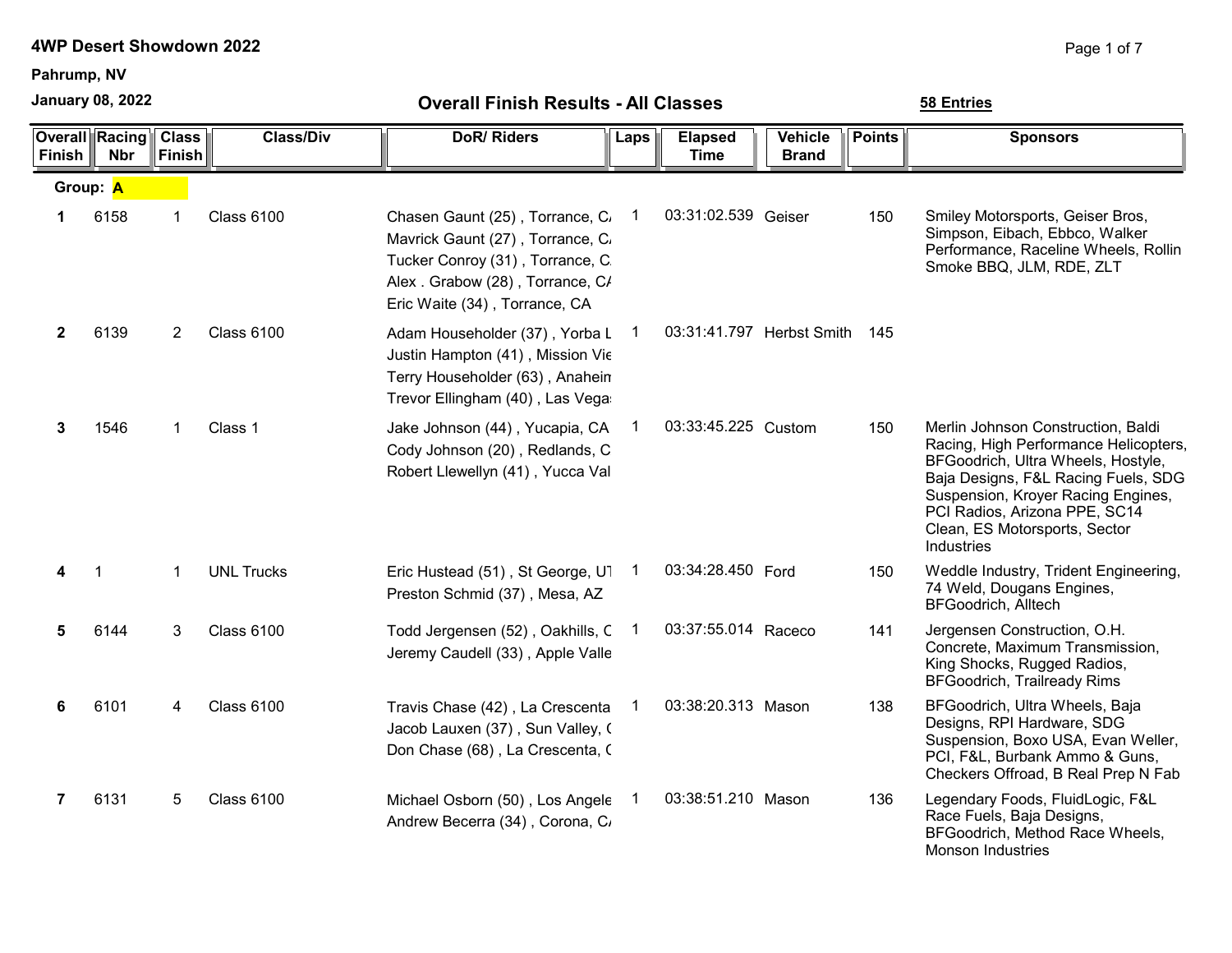**4WP Desert Showdown 2022**

**Pahrump, NV**

**January 08, 2022**

## Overall Finish Results - All Classes

**58 Entries**

| Overall Finish | Racing Nbr | Class Finish | Class/Div | DoR/ Riders | Laps | Elapsed Time | Vehicle Brand | Points | Sponsors |
|---|---|---|---|---|---|---|---|---|---|
| **Group: A** | | | | | | | | | |
| **1** | 6158 | 1 | Class 6100 | Chasen Gaunt (25) , Torrance, C/<br>Mavrick Gaunt (27) , Torrance, C/<br>Tucker Conroy (31) , Torrance, C.<br>Alex . Grabow (28) , Torrance, C/<br>Eric Waite (34) , Torrance, CA | 1 | 03:31:02.539 | Geiser | 150 | Smiley Motorsports, Geiser Bros, Simpson, Eibach, Ebbco, Walker Performance, Raceline Wheels, Rollin Smoke BBQ, JLM, RDE, ZLT |
| **2** | 6139 | 2 | Class 6100 | Adam Householder (37) , Yorba L<br>Justin Hampton (41) , Mission Vie<br>Terry Householder (63) , Anaheim<br>Trevor Ellingham (40) , Las Vegas | 1 | 03:31:41.797 | Herbst Smith | 145 | |
| **3** | 1546 | 1 | Class 1 | Jake Johnson (44) , Yucapia, CA<br>Cody Johnson (20) , Redlands, C<br>Robert Llewellyn (41) , Yucca Val | 1 | 03:33:45.225 | Custom | 150 | Merlin Johnson Construction, Baldi Racing, High Performance Helicopters, BFGoodrich, Ultra Wheels, Hostyle, Baja Designs, F&L Racing Fuels, SDG Suspension, Kroyer Racing Engines, PCI Radios, Arizona PPE, SC14 Clean, ES Motorsports, Sector Industries |
| **4** | 1 | 1 | UNL Trucks | Eric Hustead (51) , St George, UT<br>Preston Schmid (37) , Mesa, AZ | 1 | 03:34:28.450 | Ford | 150 | Weddle Industry, Trident Engineering, 74 Weld, Dougans Engines, BFGoodrich, Alltech |
| **5** | 6144 | 3 | Class 6100 | Todd Jergensen (52) , Oakhills, C<br>Jeremy Caudell (33) , Apple Valle | 1 | 03:37:55.014 | Raceco | 141 | Jergensen Construction, O.H. Concrete, Maximum Transmission, King Shocks, Rugged Radios, BFGoodrich, Trailready Rims |
| **6** | 6101 | 4 | Class 6100 | Travis Chase (42) , La Crescenta<br>Jacob Lauxen (37) , Sun Valley, (<br>Don Chase (68) , La Crescenta, ( | 1 | 03:38:20.313 | Mason | 138 | BFGoodrich, Ultra Wheels, Baja Designs, RPI Hardware, SDG Suspension, Boxo USA, Evan Weller, PCI, F&L, Burbank Ammo & Guns, Checkers Offroad, B Real Prep N Fab |
| **7** | 6131 | 5 | Class 6100 | Michael Osborn (50) , Los Angele<br>Andrew Becerra (34) , Corona, C/ | 1 | 03:38:51.210 | Mason | 136 | Legendary Foods, FluidLogic, F&L Race Fuels, Baja Designs, BFGoodrich, Method Race Wheels, Monson Industries |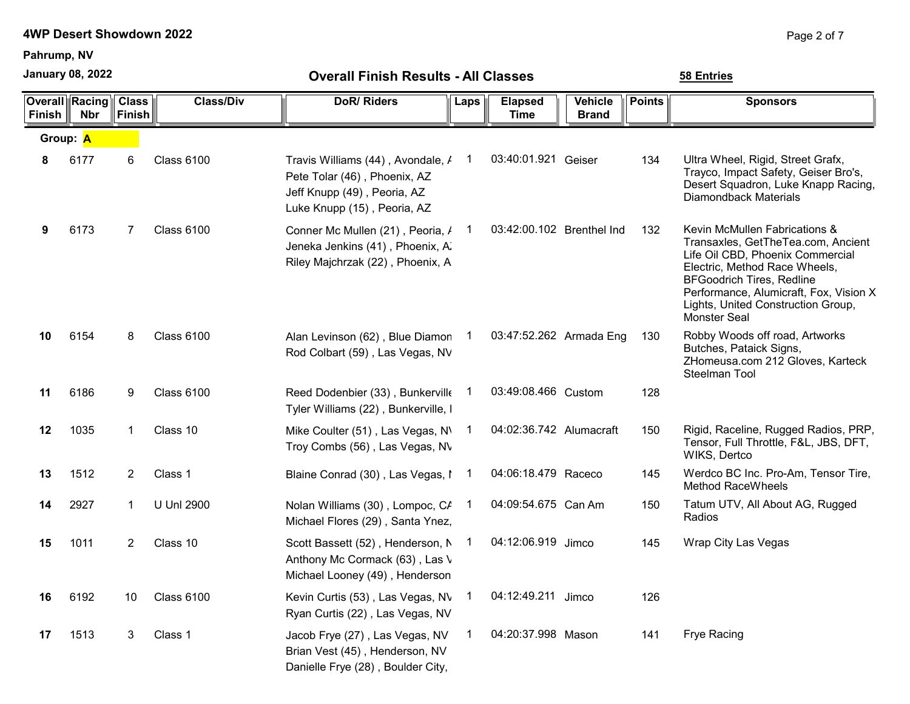**4WP Desert Showdown 2022**

**Pahrump, NV**

**January 08, 2022**

## Overall Finish Results - All Classes

**58 Entries**

| Overall Finish | Racing Nbr | Class Finish | Class/Div | DoR/ Riders | Laps | Elapsed Time | Vehicle Brand | Points | Sponsors |
|---|---|---|---|---|---|---|---|---|---|
| **Group: A** | | | | | | | | | |
| **8** | 6177 | 6 | Class 6100 | Travis Williams (44) , Avondale, A<br>Pete Tolar (46) , Phoenix, AZ<br>Jeff Knupp (49) , Peoria, AZ<br>Luke Knupp (15) , Peoria, AZ | 1 | 03:40:01.921 | Geiser | 134 | Ultra Wheel, Rigid, Street Grafx, Trayco, Impact Safety, Geiser Bro's, Desert Squadron, Luke Knapp Racing, Diamondback Materials |
| **9** | 6173 | 7 | Class 6100 | Conner Mc Mullen (21) , Peoria, A<br>Jeneka Jenkins (41) , Phoenix, A<br>Riley Majchrzak (22) , Phoenix, A | 1 | 03:42:00.102 | Brenthel Ind | 132 | Kevin McMullen Fabrications & Transaxles, GetTheTea.com, Ancient Life Oil CBD, Phoenix Commercial Electric, Method Race Wheels, BFGoodrich Tires, Redline Performance, Alumicraft, Fox, Vision X Lights, United Construction Group, Monster Seal |
| **10** | 6154 | 8 | Class 6100 | Alan Levinson (62) , Blue Diamon<br>Rod Colbart (59) , Las Vegas, NV | 1 | 03:47:52.262 | Armada Eng | 130 | Robby Woods off road, Artworks Butches, Pataick Signs, ZHomeusa.com 212 Gloves, Karteck Steelman Tool |
| **11** | 6186 | 9 | Class 6100 | Reed Dodenbier (33) , Bunkerville<br>Tyler Williams (22) , Bunkerville, I | 1 | 03:49:08.466 | Custom | 128 | |
| **12** | 1035 | 1 | Class 10 | Mike Coulter (51) , Las Vegas, NV<br>Troy Combs (56) , Las Vegas, NV | 1 | 04:02:36.742 | Alumacraft | 150 | Rigid, Raceline, Rugged Radios, PRP, Tensor, Full Throttle, F&L, JBS, DFT, WIKS, Dertco |
| **13** | 1512 | 2 | Class 1 | Blaine Conrad (30) , Las Vegas, I | 1 | 04:06:18.479 | Raceco | 145 | Werdco BC Inc. Pro-Am, Tensor Tire, Method RaceWheels |
| **14** | 2927 | 1 | U Unl 2900 | Nolan Williams (30) , Lompoc, CA<br>Michael Flores (29) , Santa Ynez, | 1 | 04:09:54.675 | Can Am | 150 | Tatum UTV, All About AG, Rugged Radios |
| **15** | 1011 | 2 | Class 10 | Scott Bassett (52) , Henderson, N<br>Anthony Mc Cormack (63) , Las V<br>Michael Looney (49) , Henderson | 1 | 04:12:06.919 | Jimco | 145 | Wrap City Las Vegas |
| **16** | 6192 | 10 | Class 6100 | Kevin Curtis (53) , Las Vegas, NV<br>Ryan Curtis (22) , Las Vegas, NV | 1 | 04:12:49.211 | Jimco | 126 | |
| **17** | 1513 | 3 | Class 1 | Jacob Frye (27) , Las Vegas, NV<br>Brian Vest (45) , Henderson, NV<br>Danielle Frye (28) , Boulder City, | 1 | 04:20:37.998 | Mason | 141 | Frye Racing |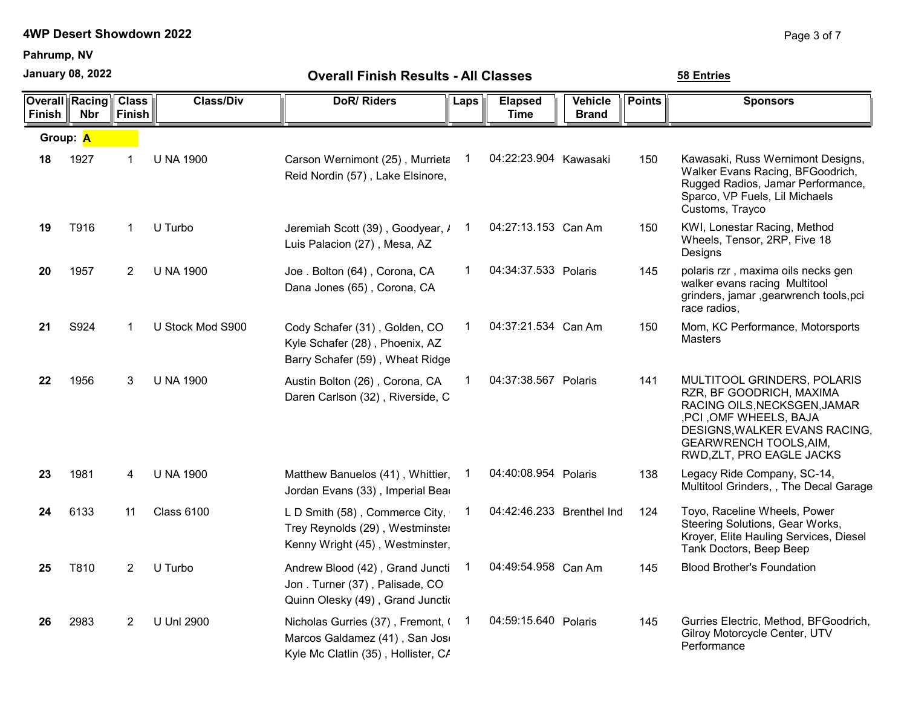**4WP Desert Showdown 2022**

**Pahrump, NV**

**January 08, 2022**

## Overall Finish Results - All Classes

**58 Entries**

| Overall Finish | Racing Nbr | Class Finish | Class/Div | DoR/ Riders | Laps | Elapsed Time | Vehicle Brand | Points | Sponsors |
|---|---|---|---|---|---|---|---|---|---|
| **Group: A** | | | | | | | | | |
| **18** | 1927 | 1 | U NA 1900 | Carson Wernimont (25) , Murrieta<br>Reid Nordin (57) , Lake Elsinore, | 1 | 04:22:23.904 | Kawasaki | 150 | Kawasaki, Russ Wernimont Designs, Walker Evans Racing, BFGoodrich, Rugged Radios, Jamar Performance, Sparco, VP Fuels, Lil Michaels Customs, Trayco |
| **19** | T916 | 1 | U Turbo | Jeremiah Scott (39) , Goodyear, A<br>Luis Palacion (27) , Mesa, AZ | 1 | 04:27:13.153 | Can Am | 150 | KWI, Lonestar Racing, Method Wheels, Tensor, 2RP, Five 18 Designs |
| **20** | 1957 | 2 | U NA 1900 | Joe . Bolton (64) , Corona, CA<br>Dana Jones (65) , Corona, CA | 1 | 04:34:37.533 | Polaris | 145 | polaris rzr , maxima oils necks gen walker evans racing Multitool grinders, jamar ,gearwrench tools,pci race radios, |
| **21** | S924 | 1 | U Stock Mod S900 | Cody Schafer (31) , Golden, CO<br>Kyle Schafer (28) , Phoenix, AZ<br>Barry Schafer (59) , Wheat Ridge | 1 | 04:37:21.534 | Can Am | 150 | Mom, KC Performance, Motorsports Masters |
| **22** | 1956 | 3 | U NA 1900 | Austin Bolton (26) , Corona, CA<br>Daren Carlson (32) , Riverside, C | 1 | 04:37:38.567 | Polaris | 141 | MULTITOOL GRINDERS, POLARIS RZR, BF GOODRICH, MAXIMA RACING OILS,NECKSGEN,JAMAR ,PCI ,OMF WHEELS, BAJA DESIGNS,WALKER EVANS RACING, GEARWRENCH TOOLS,AIM, RWD,ZLT, PRO EAGLE JACKS |
| **23** | 1981 | 4 | U NA 1900 | Matthew Banuelos (41) , Whittier,<br>Jordan Evans (33) , Imperial Bea | 1 | 04:40:08.954 | Polaris | 138 | Legacy Ride Company, SC-14, Multitool Grinders, , The Decal Garage |
| **24** | 6133 | 11 | Class 6100 | L D Smith (58) , Commerce City,<br>Trey Reynolds (29) , Westminster<br>Kenny Wright (45) , Westminster, | 1 | 04:42:46.233 | Brenthel Ind | 124 | Toyo, Raceline Wheels, Power Steering Solutions, Gear Works, Kroyer, Elite Hauling Services, Diesel Tank Doctors, Beep Beep |
| **25** | T810 | 2 | U Turbo | Andrew Blood (42) , Grand Juncti<br>Jon . Turner (37) , Palisade, CO<br>Quinn Olesky (49) , Grand Junctio | 1 | 04:49:54.958 | Can Am | 145 | Blood Brother's Foundation |
| **26** | 2983 | 2 | U Unl 2900 | Nicholas Gurries (37) , Fremont,<br>Marcos Galdamez (41) , San Jos<br>Kyle Mc Clatlin (35) , Hollister, CA | 1 | 04:59:15.640 | Polaris | 145 | Gurries Electric, Method, BFGoodrich, Gilroy Motorcycle Center, UTV Performance |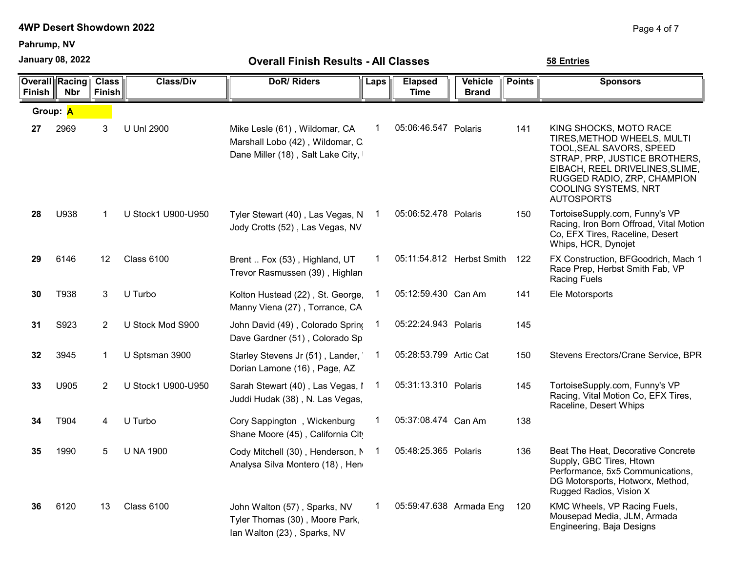**4WP Desert Showdown 2022**

**Pahrump, NV**

**January 08, 2022**

## Overall Finish Results - All Classes

**58 Entries**

| Overall Finish | Racing Nbr | Class Finish | Class/Div | DoR/ Riders | Laps | Elapsed Time | Vehicle Brand | Points | Sponsors |
|---|---|---|---|---|---|---|---|---|---|
| **Group: A** | | | | | | | | | |
| **27** | 2969 | 3 | U Unl 2900 | Mike Lesle (61) , Wildomar, CA<br>Marshall Lobo (42) , Wildomar, C<br>Dane Miller (18) , Salt Lake City, | 1 | 05:06:46.547 | Polaris | 141 | KING SHOCKS, MOTO RACE TIRES,METHOD WHEELS, MULTI TOOL,SEAL SAVORS, SPEED STRAP, PRP, JUSTICE BROTHERS, EIBACH, REEL DRIVELINES,SLIME, RUGGED RADIO, ZRP, CHAMPION COOLING SYSTEMS, NRT AUTOSPORTS |
| **28** | U938 | 1 | U Stock1 U900-U950 | Tyler Stewart (40) , Las Vegas, N<br>Jody Crotts (52) , Las Vegas, NV | 1 | 05:06:52.478 | Polaris | 150 | TortoiseSupply.com, Funny's VP Racing, Iron Born Offroad, Vital Motion Co, EFX Tires, Raceline, Desert Whips, HCR, Dynojet |
| **29** | 6146 | 12 | Class 6100 | Brent .. Fox (53) , Highland, UT<br>Trevor Rasmussen (39) , Highlan | 1 | 05:11:54.812 | Herbst Smith | 122 | FX Construction, BFGoodrich, Mach 1 Race Prep, Herbst Smith Fab, VP Racing Fuels |
| **30** | T938 | 3 | U Turbo | Kolton Hustead (22) , St. George,<br>Manny Viena (27) , Torrance, CA | 1 | 05:12:59.430 | Can Am | 141 | Ele Motorsports |
| **31** | S923 | 2 | U Stock Mod S900 | John David (49) , Colorado Spring<br>Dave Gardner (51) , Colorado Sp | 1 | 05:22:24.943 | Polaris | 145 | |
| **32** | 3945 | 1 | U Sptsman 3900 | Starley Stevens Jr (51) , Lander,<br>Dorian Lamone (16) , Page, AZ | 1 | 05:28:53.799 | Artic Cat | 150 | Stevens Erectors/Crane Service, BPR |
| **33** | U905 | 2 | U Stock1 U900-U950 | Sarah Stewart (40) , Las Vegas, N<br>Juddi Hudak (38) , N. Las Vegas, | 1 | 05:31:13.310 | Polaris | 145 | TortoiseSupply.com, Funny's VP Racing, Vital Motion Co, EFX Tires, Raceline, Desert Whips |
| **34** | T904 | 4 | U Turbo | Cory Sappington , Wickenburg<br>Shane Moore (45) , California City | 1 | 05:37:08.474 | Can Am | 138 | |
| **35** | 1990 | 5 | U NA 1900 | Cody Mitchell (30) , Henderson, N<br>Analysa Silva Montero (18) , Hen | 1 | 05:48:25.365 | Polaris | 136 | Beat The Heat, Decorative Concrete Supply, GBC Tires, Htown Performance, 5x5 Communications, DG Motorsports, Hotworx, Method, Rugged Radios, Vision X |
| **36** | 6120 | 13 | Class 6100 | John Walton (57) , Sparks, NV<br>Tyler Thomas (30) , Moore Park,<br>Ian Walton (23) , Sparks, NV | 1 | 05:59:47.638 | Armada Eng | 120 | KMC Wheels, VP Racing Fuels, Mousepad Media, JLM, Armada Engineering, Baja Designs |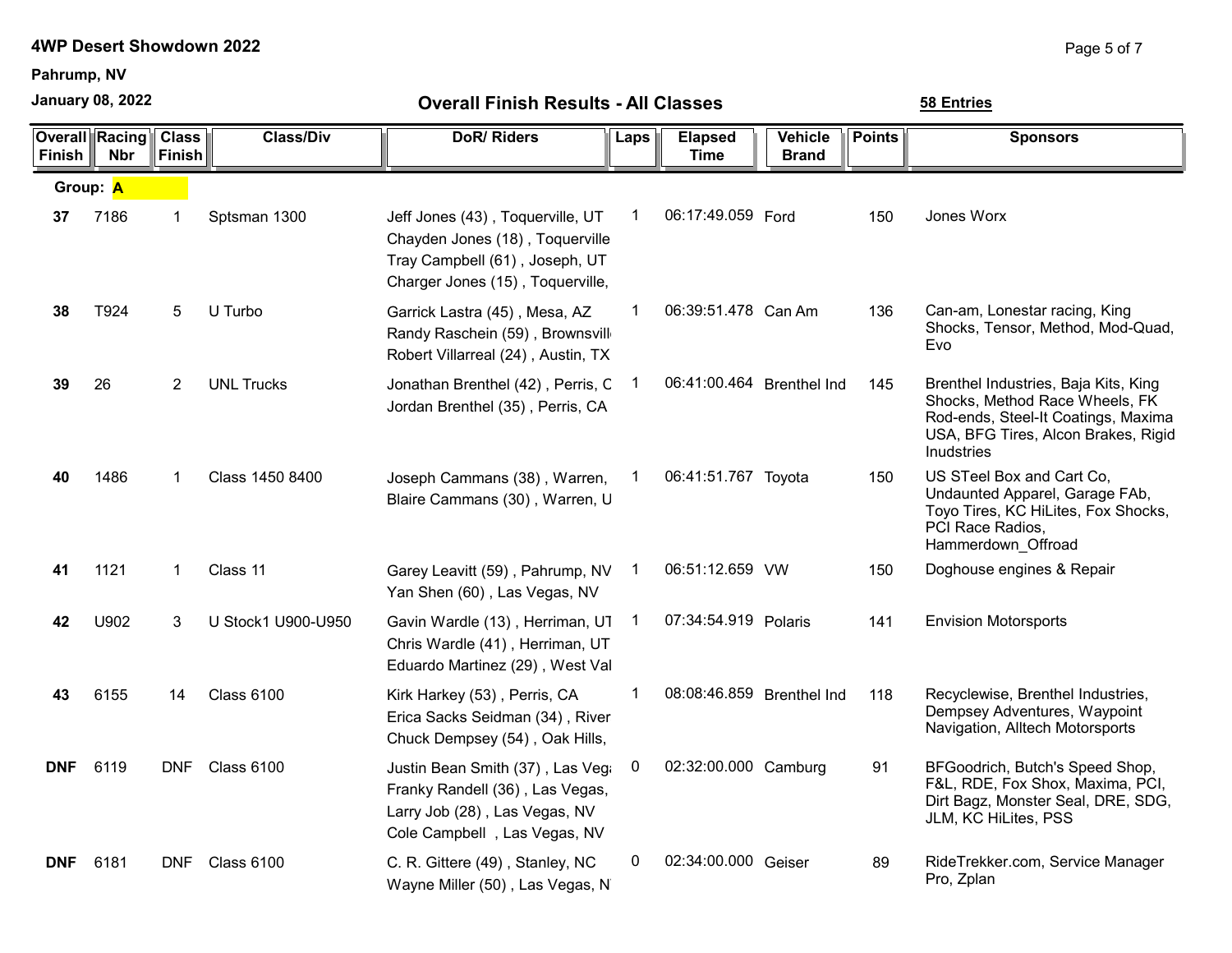**4WP Desert Showdown 2022**

**Pahrump, NV**

**January 08, 2022**

## Overall Finish Results - All Classes

**58 Entries**

| Overall Finish | Racing Nbr | Class Finish | Class/Div | DoR/ Riders | Laps | Elapsed Time | Vehicle Brand | Points | Sponsors |
|---|---|---|---|---|---|---|---|---|---|
| **Group: A** | | | | | | | | | |
| **37** | 7186 | 1 | Sptsman 1300 | Jeff Jones (43) , Toquerville, UT<br>Chayden Jones (18) , Toquerville<br>Tray Campbell (61) , Joseph, UT<br>Charger Jones (15) , Toquerville, | 1 | 06:17:49.059 | Ford | 150 | Jones Worx |
| **38** | T924 | 5 | U Turbo | Garrick Lastra (45) , Mesa, AZ<br>Randy Raschein (59) , Brownsvill<br>Robert Villarreal (24) , Austin, TX | 1 | 06:39:51.478 | Can Am | 136 | Can-am, Lonestar racing, King Shocks, Tensor, Method, Mod-Quad, Evo |
| **39** | 26 | 2 | UNL Trucks | Jonathan Brenthel (42) , Perris, C<br>Jordan Brenthel (35) , Perris, CA | 1 | 06:41:00.464 | Brenthel Ind | 145 | Brenthel Industries, Baja Kits, King Shocks, Method Race Wheels, FK Rod-ends, Steel-It Coatings, Maxima USA, BFG Tires, Alcon Brakes, Rigid Inudstries |
| **40** | 1486 | 1 | Class 1450 8400 | Joseph Cammans (38) , Warren,<br>Blaire Cammans (30) , Warren, U | 1 | 06:41:51.767 | Toyota | 150 | US STeel Box and Cart Co, Undaunted Apparel, Garage FAb, Toyo Tires, KC HiLites, Fox Shocks, PCI Race Radios, Hammerdown_Offroad |
| **41** | 1121 | 1 | Class 11 | Garey Leavitt (59) , Pahrump, NV<br>Yan Shen (60) , Las Vegas, NV | 1 | 06:51:12.659 | VW | 150 | Doghouse engines & Repair |
| **42** | U902 | 3 | U Stock1 U900-U950 | Gavin Wardle (13) , Herriman, UT<br>Chris Wardle (41) , Herriman, UT<br>Eduardo Martinez (29) , West Val | 1 | 07:34:54.919 | Polaris | 141 | Envision Motorsports |
| **43** | 6155 | 14 | Class 6100 | Kirk Harkey (53) , Perris, CA<br>Erica Sacks Seidman (34) , River<br>Chuck Dempsey (54) , Oak Hills, | 1 | 08:08:46.859 | Brenthel Ind | 118 | Recyclewise, Brenthel Industries, Dempsey Adventures, Waypoint Navigation, Alltech Motorsports |
| **DNF** | 6119 | DNF | Class 6100 | Justin Bean Smith (37) , Las Veg<br>Franky Randell (36) , Las Vegas,<br>Larry Job (28) , Las Vegas, NV<br>Cole Campbell , Las Vegas, NV | 0 | 02:32:00.000 | Camburg | 91 | BFGoodrich, Butch's Speed Shop, F&L, RDE, Fox Shox, Maxima, PCI, Dirt Bagz, Monster Seal, DRE, SDG, JLM, KC HiLites, PSS |
| **DNF** | 6181 | DNF | Class 6100 | C. R. Gittere (49) , Stanley, NC<br>Wayne Miller (50) , Las Vegas, N | 0 | 02:34:00.000 | Geiser | 89 | RideTrekker.com, Service Manager Pro, Zplan |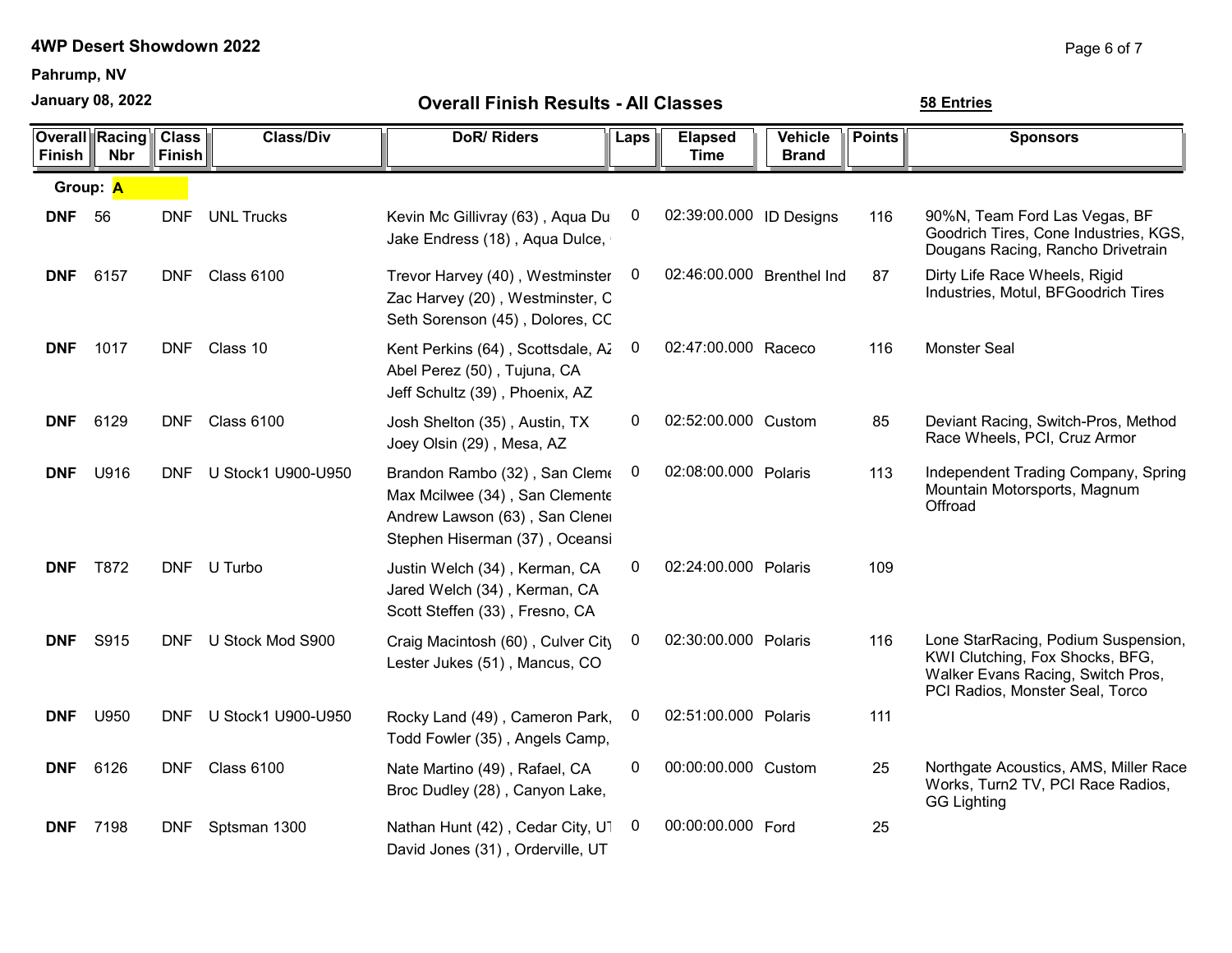**4WP Desert Showdown 2022**

**Pahrump, NV**

**January 08, 2022**

## Overall Finish Results - All Classes

**58 Entries**

| Overall Finish | Racing Nbr | Class Finish | Class/Div | DoR/ Riders | Laps | Elapsed Time | Vehicle Brand | Points | Sponsors |
|---|---|---|---|---|---|---|---|---|---|
| **Group: A** | | | | | | | | | |
| **DNF** | 56 | DNF | UNL Trucks | Kevin Mc Gillivray (63) , Aqua Du<br>Jake Endress (18) , Aqua Dulce, | 0 | 02:39:00.000 | ID Designs | 116 | 90%N, Team Ford Las Vegas, BF Goodrich Tires, Cone Industries, KGS, Dougans Racing, Rancho Drivetrain |
| **DNF** | 6157 | DNF | Class 6100 | Trevor Harvey (40) , Westminster<br>Zac Harvey (20) , Westminster, C<br>Seth Sorenson (45) , Dolores, CC | 0 | 02:46:00.000 | Brenthel Ind | 87 | Dirty Life Race Wheels, Rigid Industries, Motul, BFGoodrich Tires |
| **DNF** | 1017 | DNF | Class 10 | Kent Perkins (64) , Scottsdale, AZ<br>Abel Perez (50) , Tujuna, CA<br>Jeff Schultz (39) , Phoenix, AZ | 0 | 02:47:00.000 | Raceco | 116 | Monster Seal |
| **DNF** | 6129 | DNF | Class 6100 | Josh Shelton (35) , Austin, TX<br>Joey Olsin (29) , Mesa, AZ | 0 | 02:52:00.000 | Custom | 85 | Deviant Racing, Switch-Pros, Method Race Wheels, PCI, Cruz Armor |
| **DNF** | U916 | DNF | U Stock1 U900-U950 | Brandon Rambo (32) , San Cleme<br>Max Mcilwee (34) , San Clemente<br>Andrew Lawson (63) , San Clene<br>Stephen Hiserman (37) , Oceansi | 0 | 02:08:00.000 | Polaris | 113 | Independent Trading Company, Spring Mountain Motorsports, Magnum Offroad |
| **DNF** | T872 | DNF | U Turbo | Justin Welch (34) , Kerman, CA<br>Jared Welch (34) , Kerman, CA<br>Scott Steffen (33) , Fresno, CA | 0 | 02:24:00.000 | Polaris | 109 | |
| **DNF** | S915 | DNF | U Stock Mod S900 | Craig Macintosh (60) , Culver City<br>Lester Jukes (51) , Mancus, CO | 0 | 02:30:00.000 | Polaris | 116 | Lone StarRacing, Podium Suspension, KWI Clutching, Fox Shocks, BFG, Walker Evans Racing, Switch Pros, PCI Radios, Monster Seal, Torco |
| **DNF** | U950 | DNF | U Stock1 U900-U950 | Rocky Land (49) , Cameron Park,<br>Todd Fowler (35) , Angels Camp, | 0 | 02:51:00.000 | Polaris | 111 | |
| **DNF** | 6126 | DNF | Class 6100 | Nate Martino (49) , Rafael, CA<br>Broc Dudley (28) , Canyon Lake, | 0 | 00:00:00.000 | Custom | 25 | Northgate Acoustics, AMS, Miller Race Works, Turn2 TV, PCI Race Radios, GG Lighting |
| **DNF** | 7198 | DNF | Sptsman 1300 | Nathan Hunt (42) , Cedar City, UT<br>David Jones (31) , Orderville, UT | 0 | 00:00:00.000 | Ford | 25 | |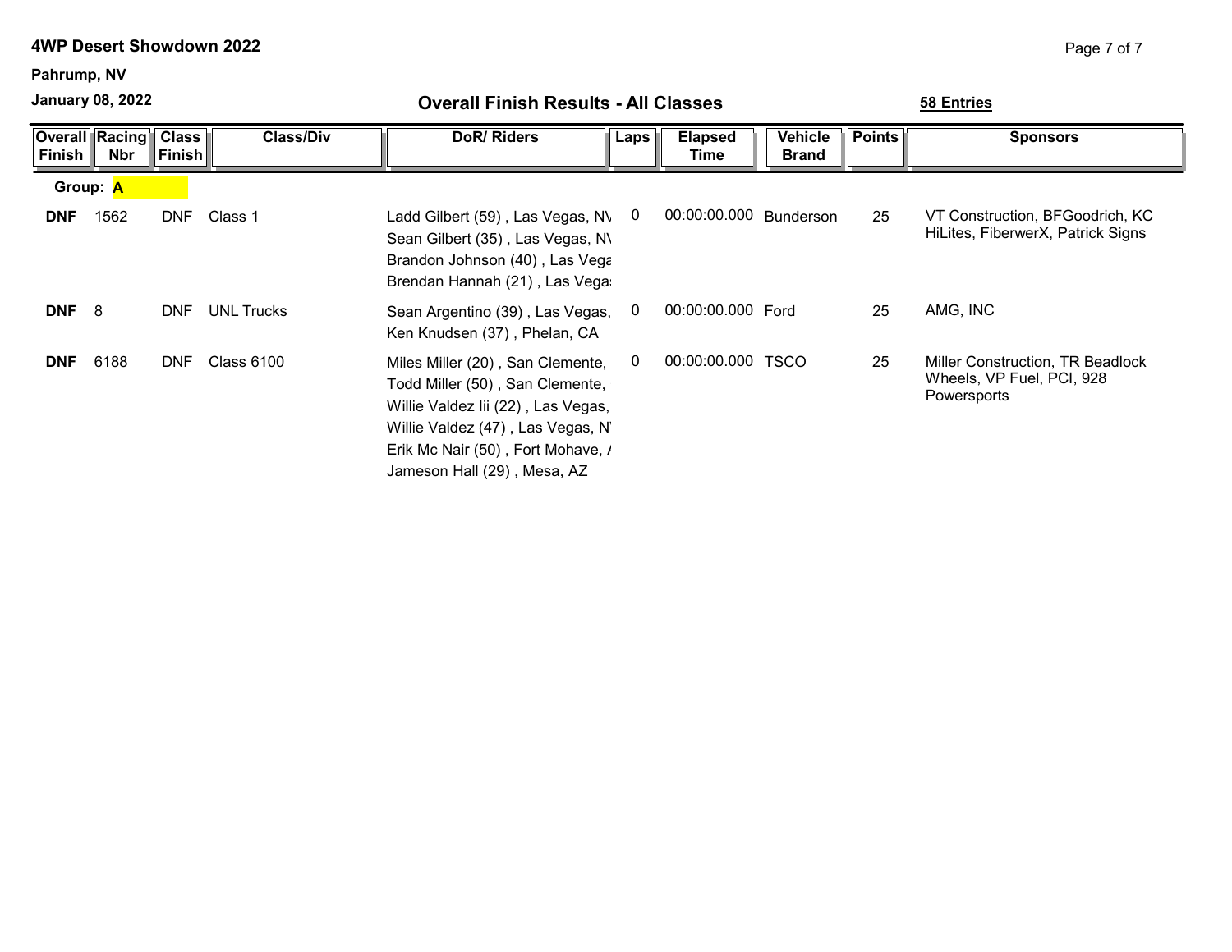**4WP Desert Showdown 2022**

**Pahrump, NV**

**January 08, 2022**

## Overall Finish Results - All Classes

**58 Entries**

| Overall Finish | Racing Nbr | Class Finish | Class/Div | DoR/ Riders | Laps | Elapsed Time | Vehicle Brand | Points | Sponsors |
|---|---|---|---|---|---|---|---|---|---|
| **Group: A** | | | | | | | | | |
| **DNF** | 1562 | DNF | Class 1 | Ladd Gilbert (59) , Las Vegas, NV<br>Sean Gilbert (35) , Las Vegas, NV<br>Brandon Johnson (40) , Las Vega<br>Brendan Hannah (21) , Las Vega | 0 | 00:00:00.000 | Bunderson | 25 | VT Construction, BFGoodrich, KC HiLites, FiberwerX, Patrick Signs |
| **DNF** | 8 | DNF | UNL Trucks | Sean Argentino (39) , Las Vegas,<br>Ken Knudsen (37) , Phelan, CA | 0 | 00:00:00.000 | Ford | 25 | AMG, INC |
| **DNF** | 6188 | DNF | Class 6100 | Miles Miller (20) , San Clemente,<br>Todd Miller (50) , San Clemente,<br>Willie Valdez Iii (22) , Las Vegas,<br>Willie Valdez (47) , Las Vegas, N<br>Erik Mc Nair (50) , Fort Mohave,<br>Jameson Hall (29) , Mesa, AZ | 0 | 00:00:00.000 | TSCO | 25 | Miller Construction, TR Beadlock Wheels, VP Fuel, PCI, 928 Powersports |